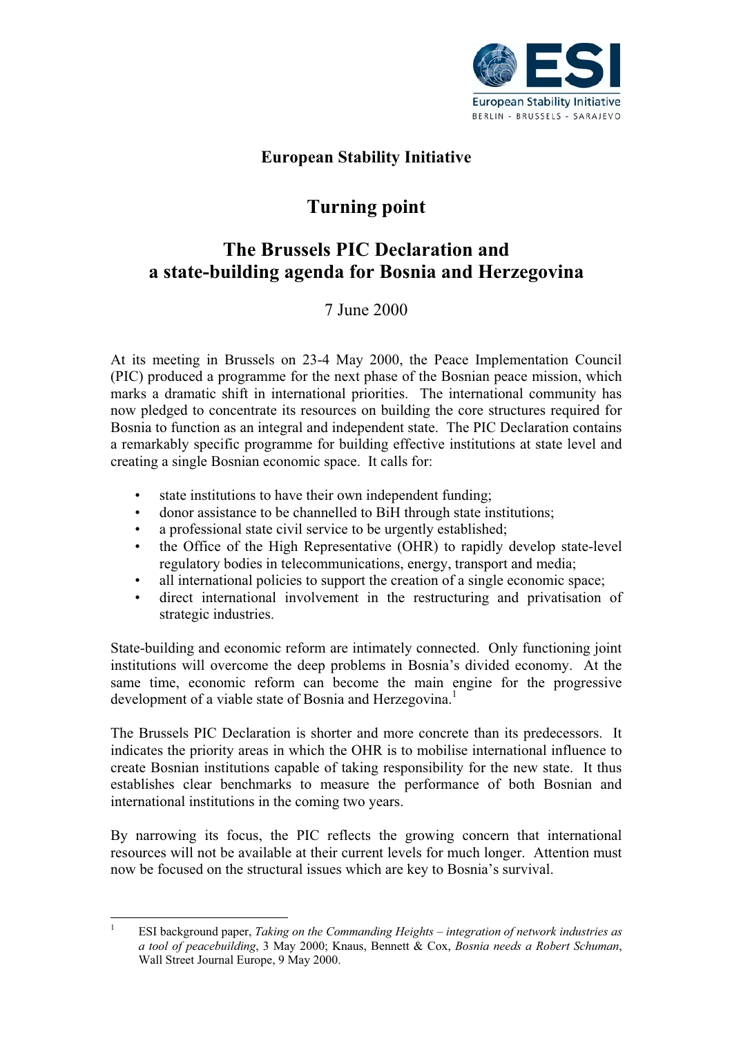**European Stability Initiative**

# Turning point

## The Brussels PIC Declaration and a state-building agenda for Bosnia and Herzegovina

7 June 2000

At its meeting in Brussels on 23-4 May 2000, the Peace Implementation Council (PIC) produced a programme for the next phase of the Bosnian peace mission, which marks a dramatic shift in international priorities. The international community has now pledged to concentrate its resources on building the core structures required for Bosnia to function as an integral and independent state. The PIC Declaration contains a remarkably specific programme for building effective institutions at state level and creating a single Bosnian economic space. It calls for:

- state institutions to have their own independent funding;
- donor assistance to be channelled to BiH through state institutions;
- a professional state civil service to be urgently established;
- the Office of the High Representative (OHR) to rapidly develop state-level regulatory bodies in telecommunications, energy, transport and media;
- all international policies to support the creation of a single economic space;
- direct international involvement in the restructuring and privatisation of strategic industries.

State-building and economic reform are intimately connected. Only functioning joint institutions will overcome the deep problems in Bosnia's divided economy. At the same time, economic reform can become the main engine for the progressive development of a viable state of Bosnia and Herzegovina.[1]

The Brussels PIC Declaration is shorter and more concrete than its predecessors. It indicates the priority areas in which the OHR is to mobilise international influence to create Bosnian institutions capable of taking responsibility for the new state. It thus establishes clear benchmarks to measure the performance of both Bosnian and international institutions in the coming two years.

By narrowing its focus, the PIC reflects the growing concern that international resources will not be available at their current levels for much longer. Attention must now be focused on the structural issues which are key to Bosnia's survival.

---

[1] ESI background paper, *Taking on the Commanding Heights – integration of network industries as a tool of peacebuilding*, 3 May 2000; Knaus, Bennett & Cox, *Bosnia needs a Robert Schuman*, Wall Street Journal Europe, 9 May 2000.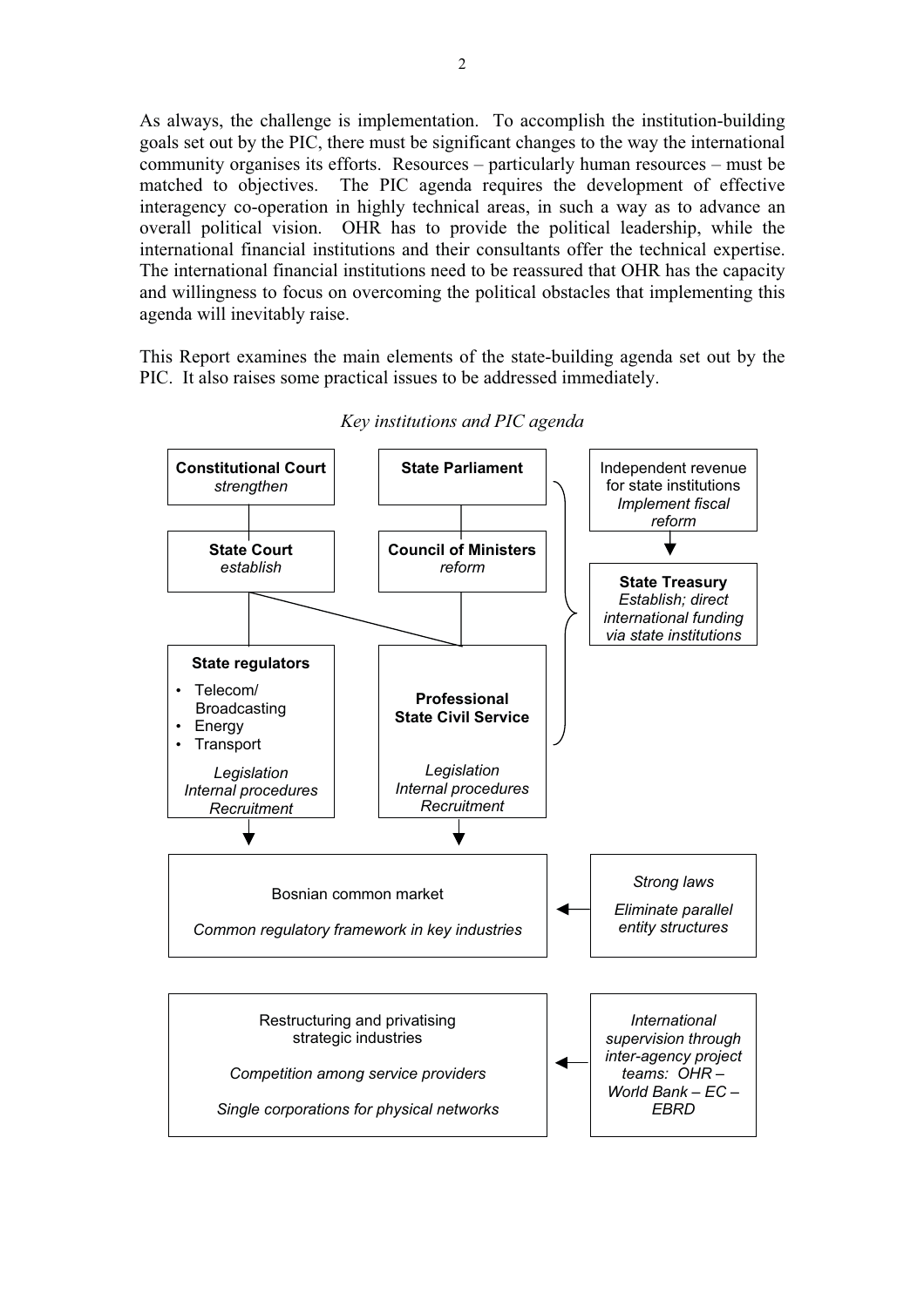As always, the challenge is implementation. To accomplish the institution-building goals set out by the PIC, there must be significant changes to the way the international community organises its efforts. Resources – particularly human resources – must be matched to objectives. The PIC agenda requires the development of effective interagency co-operation in highly technical areas, in such a way as to advance an overall political vision. OHR has to provide the political leadership, while the international financial institutions and their consultants offer the technical expertise. The international financial institutions need to be reassured that OHR has the capacity and willingness to focus on overcoming the political obstacles that implementing this agenda will inevitably raise.

This Report examines the main elements of the state-building agenda set out by the PIC. It also raises some practical issues to be addressed immediately.

*Key institutions and PIC agenda*

**Constitutional Court**
*strengthen*

**State Court**
*establish*

**State regulators**
- Telecom/ Broadcasting
- Energy
- Transport

*Legislation*
*Internal procedures*
*Recruitment*

**State Parliament**

**Council of Ministers**
*reform*

**Professional State Civil Service**

*Legislation*
*Internal procedures*
*Recruitment*

Independent revenue for state institutions
*Implement fiscal reform*

**State Treasury**
*Establish; direct international funding via state institutions*

Bosnian common market

*Common regulatory framework in key industries*

*Strong laws*

*Eliminate parallel entity structures*

Restructuring and privatising strategic industries

*Competition among service providers*

*Single corporations for physical networks*

*International supervision through inter-agency project teams: OHR – World Bank – EC – EBRD*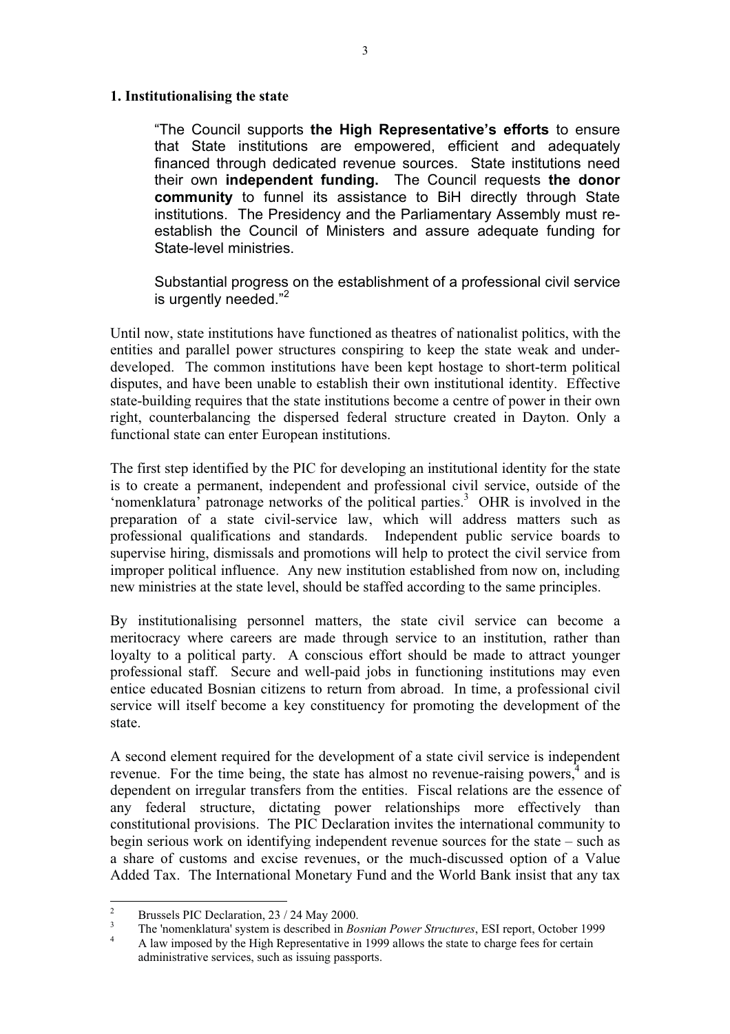## 1. Institutionalising the state

> "The Council supports **the High Representative's efforts** to ensure that State institutions are empowered, efficient and adequately financed through dedicated revenue sources. State institutions need their own **independent funding.** The Council requests **the donor community** to funnel its assistance to BiH directly through State institutions. The Presidency and the Parliamentary Assembly must re-establish the Council of Ministers and assure adequate funding for State-level ministries.
>
> Substantial progress on the establishment of a professional civil service is urgently needed."[2]

Until now, state institutions have functioned as theatres of nationalist politics, with the entities and parallel power structures conspiring to keep the state weak and under-developed. The common institutions have been kept hostage to short-term political disputes, and have been unable to establish their own institutional identity. Effective state-building requires that the state institutions become a centre of power in their own right, counterbalancing the dispersed federal structure created in Dayton. Only a functional state can enter European institutions.

The first step identified by the PIC for developing an institutional identity for the state is to create a permanent, independent and professional civil service, outside of the 'nomenklatura' patronage networks of the political parties.[3] OHR is involved in the preparation of a state civil-service law, which will address matters such as professional qualifications and standards. Independent public service boards to supervise hiring, dismissals and promotions will help to protect the civil service from improper political influence. Any new institution established from now on, including new ministries at the state level, should be staffed according to the same principles.

By institutionalising personnel matters, the state civil service can become a meritocracy where careers are made through service to an institution, rather than loyalty to a political party. A conscious effort should be made to attract younger professional staff. Secure and well-paid jobs in functioning institutions may even entice educated Bosnian citizens to return from abroad. In time, a professional civil service will itself become a key constituency for promoting the development of the state.

A second element required for the development of a state civil service is independent revenue. For the time being, the state has almost no revenue-raising powers,[4] and is dependent on irregular transfers from the entities. Fiscal relations are the essence of any federal structure, dictating power relationships more effectively than constitutional provisions. The PIC Declaration invites the international community to begin serious work on identifying independent revenue sources for the state – such as a share of customs and excise revenues, or the much-discussed option of a Value Added Tax. The International Monetary Fund and the World Bank insist that any tax

---

[2] Brussels PIC Declaration, 23 / 24 May 2000.

[3] The 'nomenklatura' system is described in *Bosnian Power Structures*, ESI report, October 1999

[4] A law imposed by the High Representative in 1999 allows the state to charge fees for certain administrative services, such as issuing passports.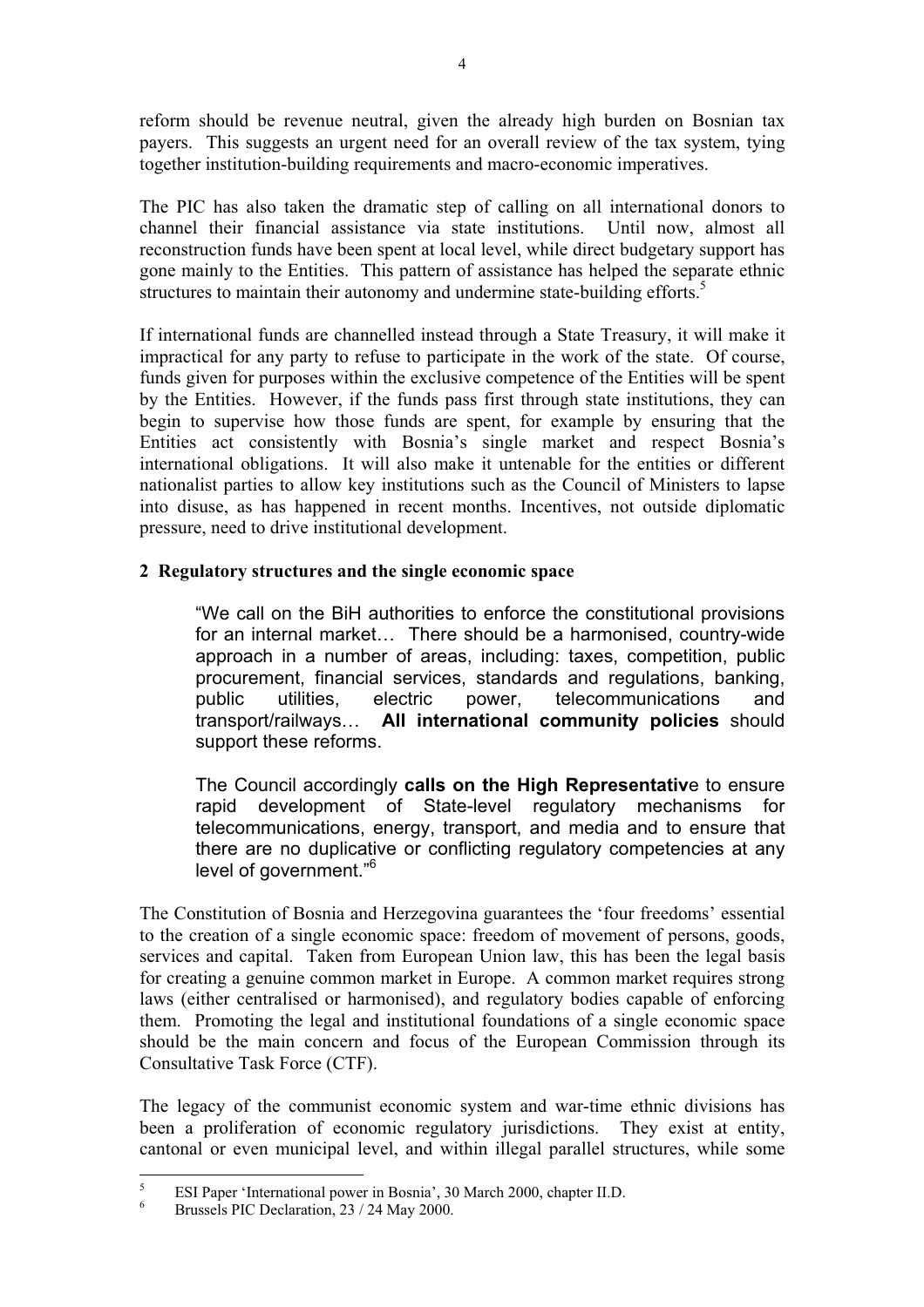reform should be revenue neutral, given the already high burden on Bosnian tax payers. This suggests an urgent need for an overall review of the tax system, tying together institution-building requirements and macro-economic imperatives.

The PIC has also taken the dramatic step of calling on all international donors to channel their financial assistance via state institutions. Until now, almost all reconstruction funds have been spent at local level, while direct budgetary support has gone mainly to the Entities. This pattern of assistance has helped the separate ethnic structures to maintain their autonomy and undermine state-building efforts.[5]

If international funds are channelled instead through a State Treasury, it will make it impractical for any party to refuse to participate in the work of the state. Of course, funds given for purposes within the exclusive competence of the Entities will be spent by the Entities. However, if the funds pass first through state institutions, they can begin to supervise how those funds are spent, for example by ensuring that the Entities act consistently with Bosnia's single market and respect Bosnia's international obligations. It will also make it untenable for the entities or different nationalist parties to allow key institutions such as the Council of Ministers to lapse into disuse, as has happened in recent months. Incentives, not outside diplomatic pressure, need to drive institutional development.

## 2 Regulatory structures and the single economic space

> "We call on the BiH authorities to enforce the constitutional provisions for an internal market… There should be a harmonised, country-wide approach in a number of areas, including: taxes, competition, public procurement, financial services, standards and regulations, banking, public utilities, electric power, telecommunications and transport/railways… **All international community policies** should support these reforms.
>
> The Council accordingly **calls on the High Representative** to ensure rapid development of State-level regulatory mechanisms for telecommunications, energy, transport, and media and to ensure that there are no duplicative or conflicting regulatory competencies at any level of government."[6]

The Constitution of Bosnia and Herzegovina guarantees the 'four freedoms' essential to the creation of a single economic space: freedom of movement of persons, goods, services and capital. Taken from European Union law, this has been the legal basis for creating a genuine common market in Europe. A common market requires strong laws (either centralised or harmonised), and regulatory bodies capable of enforcing them. Promoting the legal and institutional foundations of a single economic space should be the main concern and focus of the European Commission through its Consultative Task Force (CTF).

The legacy of the communist economic system and war-time ethnic divisions has been a proliferation of economic regulatory jurisdictions. They exist at entity, cantonal or even municipal level, and within illegal parallel structures, while some

---

[5] ESI Paper 'International power in Bosnia', 30 March 2000, chapter II.D.

[6] Brussels PIC Declaration, 23 / 24 May 2000.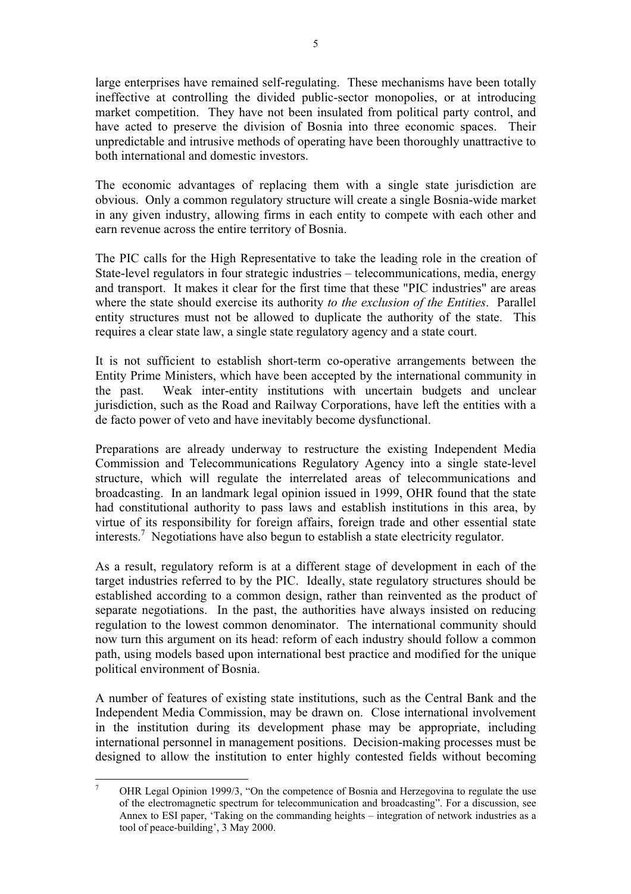large enterprises have remained self-regulating. These mechanisms have been totally ineffective at controlling the divided public-sector monopolies, or at introducing market competition. They have not been insulated from political party control, and have acted to preserve the division of Bosnia into three economic spaces. Their unpredictable and intrusive methods of operating have been thoroughly unattractive to both international and domestic investors.

The economic advantages of replacing them with a single state jurisdiction are obvious. Only a common regulatory structure will create a single Bosnia-wide market in any given industry, allowing firms in each entity to compete with each other and earn revenue across the entire territory of Bosnia.

The PIC calls for the High Representative to take the leading role in the creation of State-level regulators in four strategic industries – telecommunications, media, energy and transport. It makes it clear for the first time that these "PIC industries" are areas where the state should exercise its authority *to the exclusion of the Entities*. Parallel entity structures must not be allowed to duplicate the authority of the state. This requires a clear state law, a single state regulatory agency and a state court.

It is not sufficient to establish short-term co-operative arrangements between the Entity Prime Ministers, which have been accepted by the international community in the past. Weak inter-entity institutions with uncertain budgets and unclear jurisdiction, such as the Road and Railway Corporations, have left the entities with a de facto power of veto and have inevitably become dysfunctional.

Preparations are already underway to restructure the existing Independent Media Commission and Telecommunications Regulatory Agency into a single state-level structure, which will regulate the interrelated areas of telecommunications and broadcasting. In an landmark legal opinion issued in 1999, OHR found that the state had constitutional authority to pass laws and establish institutions in this area, by virtue of its responsibility for foreign affairs, foreign trade and other essential state interests.[7] Negotiations have also begun to establish a state electricity regulator.

As a result, regulatory reform is at a different stage of development in each of the target industries referred to by the PIC. Ideally, state regulatory structures should be established according to a common design, rather than reinvented as the product of separate negotiations. In the past, the authorities have always insisted on reducing regulation to the lowest common denominator. The international community should now turn this argument on its head: reform of each industry should follow a common path, using models based upon international best practice and modified for the unique political environment of Bosnia.

A number of features of existing state institutions, such as the Central Bank and the Independent Media Commission, may be drawn on. Close international involvement in the institution during its development phase may be appropriate, including international personnel in management positions. Decision-making processes must be designed to allow the institution to enter highly contested fields without becoming

---

[7] OHR Legal Opinion 1999/3, "On the competence of Bosnia and Herzegovina to regulate the use of the electromagnetic spectrum for telecommunication and broadcasting". For a discussion, see Annex to ESI paper, 'Taking on the commanding heights – integration of network industries as a tool of peace-building', 3 May 2000.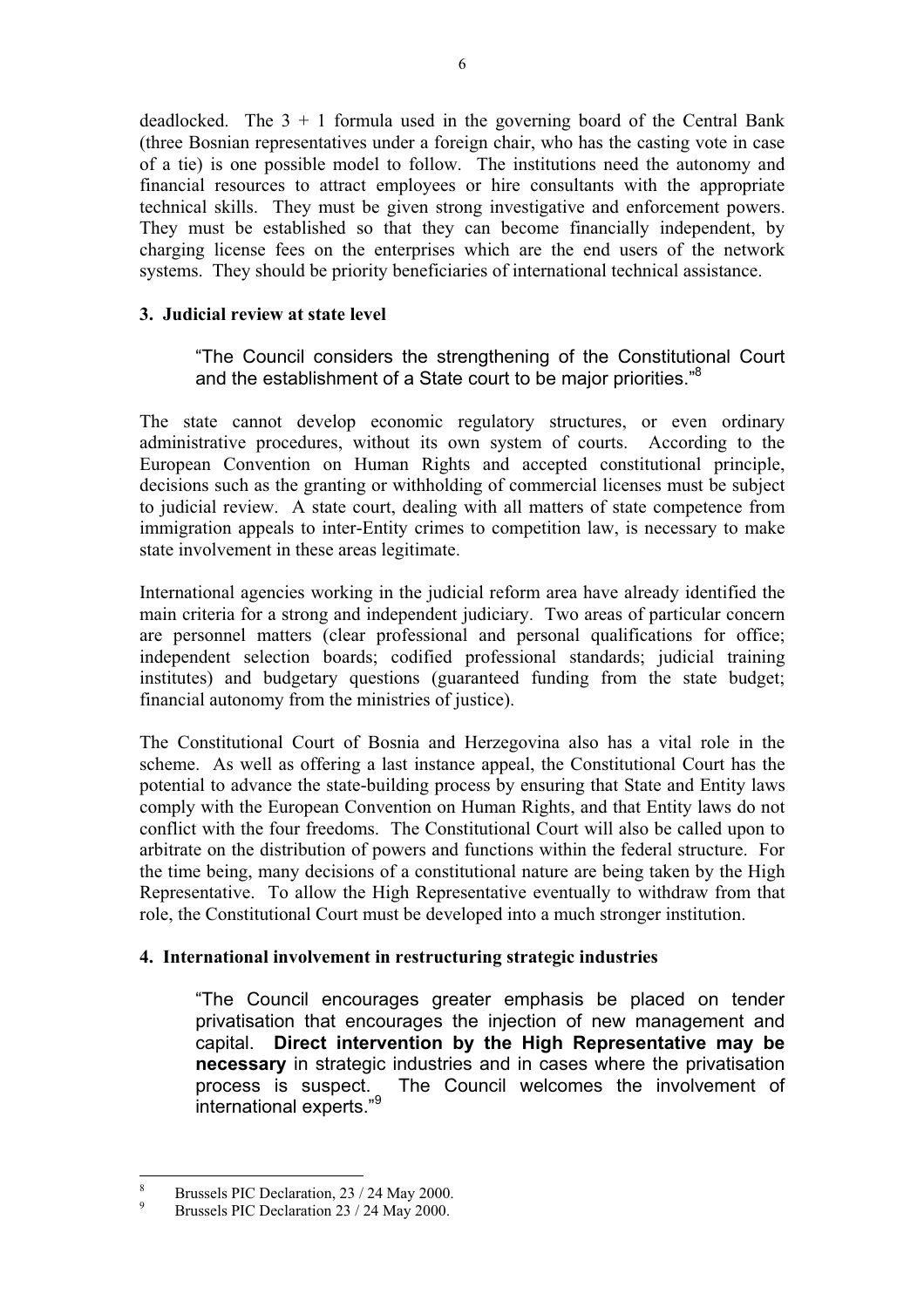deadlocked. The 3 + 1 formula used in the governing board of the Central Bank (three Bosnian representatives under a foreign chair, who has the casting vote in case of a tie) is one possible model to follow. The institutions need the autonomy and financial resources to attract employees or hire consultants with the appropriate technical skills. They must be given strong investigative and enforcement powers. They must be established so that they can become financially independent, by charging license fees on the enterprises which are the end users of the network systems. They should be priority beneficiaries of international technical assistance.

### 3. Judicial review at state level

> "The Council considers the strengthening of the Constitutional Court and the establishment of a State court to be major priorities."[8]

The state cannot develop economic regulatory structures, or even ordinary administrative procedures, without its own system of courts. According to the European Convention on Human Rights and accepted constitutional principle, decisions such as the granting or withholding of commercial licenses must be subject to judicial review. A state court, dealing with all matters of state competence from immigration appeals to inter-Entity crimes to competition law, is necessary to make state involvement in these areas legitimate.

International agencies working in the judicial reform area have already identified the main criteria for a strong and independent judiciary. Two areas of particular concern are personnel matters (clear professional and personal qualifications for office; independent selection boards; codified professional standards; judicial training institutes) and budgetary questions (guaranteed funding from the state budget; financial autonomy from the ministries of justice).

The Constitutional Court of Bosnia and Herzegovina also has a vital role in the scheme. As well as offering a last instance appeal, the Constitutional Court has the potential to advance the state-building process by ensuring that State and Entity laws comply with the European Convention on Human Rights, and that Entity laws do not conflict with the four freedoms. The Constitutional Court will also be called upon to arbitrate on the distribution of powers and functions within the federal structure. For the time being, many decisions of a constitutional nature are being taken by the High Representative. To allow the High Representative eventually to withdraw from that role, the Constitutional Court must be developed into a much stronger institution.

### 4. International involvement in restructuring strategic industries

> "The Council encourages greater emphasis be placed on tender privatisation that encourages the injection of new management and capital. **Direct intervention by the High Representative may be necessary** in strategic industries and in cases where the privatisation process is suspect. The Council welcomes the involvement of international experts."[9]

---

[8] Brussels PIC Declaration, 23 / 24 May 2000.

[9] Brussels PIC Declaration 23 / 24 May 2000.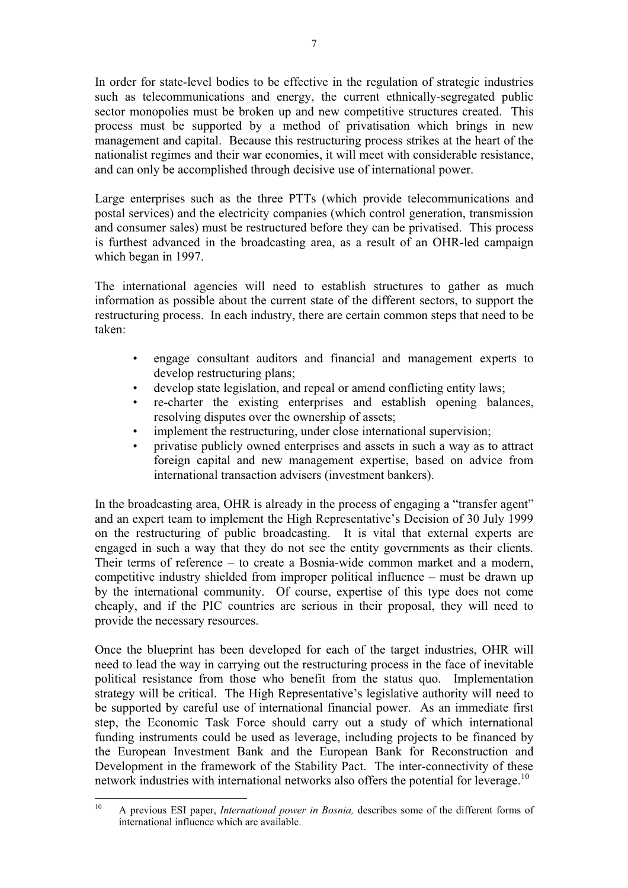In order for state-level bodies to be effective in the regulation of strategic industries such as telecommunications and energy, the current ethnically-segregated public sector monopolies must be broken up and new competitive structures created. This process must be supported by a method of privatisation which brings in new management and capital. Because this restructuring process strikes at the heart of the nationalist regimes and their war economies, it will meet with considerable resistance, and can only be accomplished through decisive use of international power.

Large enterprises such as the three PTTs (which provide telecommunications and postal services) and the electricity companies (which control generation, transmission and consumer sales) must be restructured before they can be privatised. This process is furthest advanced in the broadcasting area, as a result of an OHR-led campaign which began in 1997.

The international agencies will need to establish structures to gather as much information as possible about the current state of the different sectors, to support the restructuring process. In each industry, there are certain common steps that need to be taken:

- engage consultant auditors and financial and management experts to develop restructuring plans;
- develop state legislation, and repeal or amend conflicting entity laws;
- re-charter the existing enterprises and establish opening balances, resolving disputes over the ownership of assets;
- implement the restructuring, under close international supervision;
- privatise publicly owned enterprises and assets in such a way as to attract foreign capital and new management expertise, based on advice from international transaction advisers (investment bankers).

In the broadcasting area, OHR is already in the process of engaging a "transfer agent" and an expert team to implement the High Representative's Decision of 30 July 1999 on the restructuring of public broadcasting. It is vital that external experts are engaged in such a way that they do not see the entity governments as their clients. Their terms of reference – to create a Bosnia-wide common market and a modern, competitive industry shielded from improper political influence – must be drawn up by the international community. Of course, expertise of this type does not come cheaply, and if the PIC countries are serious in their proposal, they will need to provide the necessary resources.

Once the blueprint has been developed for each of the target industries, OHR will need to lead the way in carrying out the restructuring process in the face of inevitable political resistance from those who benefit from the status quo. Implementation strategy will be critical. The High Representative's legislative authority will need to be supported by careful use of international financial power. As an immediate first step, the Economic Task Force should carry out a study of which international funding instruments could be used as leverage, including projects to be financed by the European Investment Bank and the European Bank for Reconstruction and Development in the framework of the Stability Pact. The inter-connectivity of these network industries with international networks also offers the potential for leverage.[10]

[10] A previous ESI paper, *International power in Bosnia,* describes some of the different forms of international influence which are available.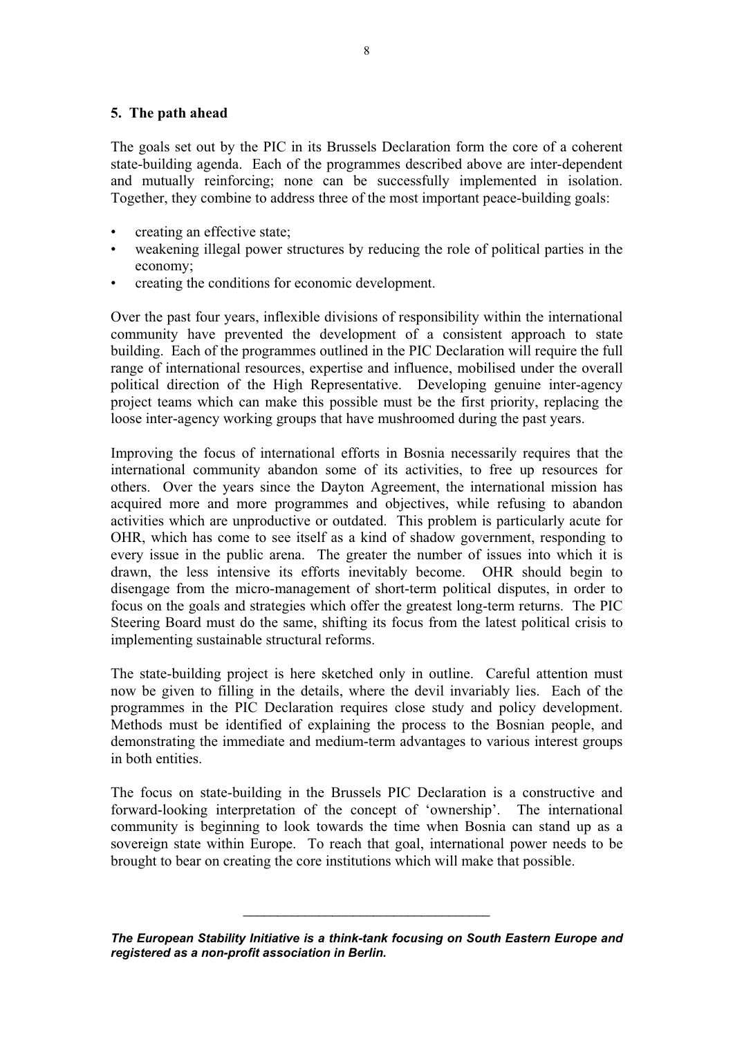## 5. The path ahead

The goals set out by the PIC in its Brussels Declaration form the core of a coherent state-building agenda. Each of the programmes described above are inter-dependent and mutually reinforcing; none can be successfully implemented in isolation. Together, they combine to address three of the most important peace-building goals:

- creating an effective state;
- weakening illegal power structures by reducing the role of political parties in the economy;
- creating the conditions for economic development.

Over the past four years, inflexible divisions of responsibility within the international community have prevented the development of a consistent approach to state building. Each of the programmes outlined in the PIC Declaration will require the full range of international resources, expertise and influence, mobilised under the overall political direction of the High Representative. Developing genuine inter-agency project teams which can make this possible must be the first priority, replacing the loose inter-agency working groups that have mushroomed during the past years.

Improving the focus of international efforts in Bosnia necessarily requires that the international community abandon some of its activities, to free up resources for others. Over the years since the Dayton Agreement, the international mission has acquired more and more programmes and objectives, while refusing to abandon activities which are unproductive or outdated. This problem is particularly acute for OHR, which has come to see itself as a kind of shadow government, responding to every issue in the public arena. The greater the number of issues into which it is drawn, the less intensive its efforts inevitably become. OHR should begin to disengage from the micro-management of short-term political disputes, in order to focus on the goals and strategies which offer the greatest long-term returns. The PIC Steering Board must do the same, shifting its focus from the latest political crisis to implementing sustainable structural reforms.

The state-building project is here sketched only in outline. Careful attention must now be given to filling in the details, where the devil invariably lies. Each of the programmes in the PIC Declaration requires close study and policy development. Methods must be identified of explaining the process to the Bosnian people, and demonstrating the immediate and medium-term advantages to various interest groups in both entities.

The focus on state-building in the Brussels PIC Declaration is a constructive and forward-looking interpretation of the concept of 'ownership'. The international community is beginning to look towards the time when Bosnia can stand up as a sovereign state within Europe. To reach that goal, international power needs to be brought to bear on creating the core institutions which will make that possible.

---

***The European Stability Initiative is a think-tank focusing on South Eastern Europe and registered as a non-profit association in Berlin.***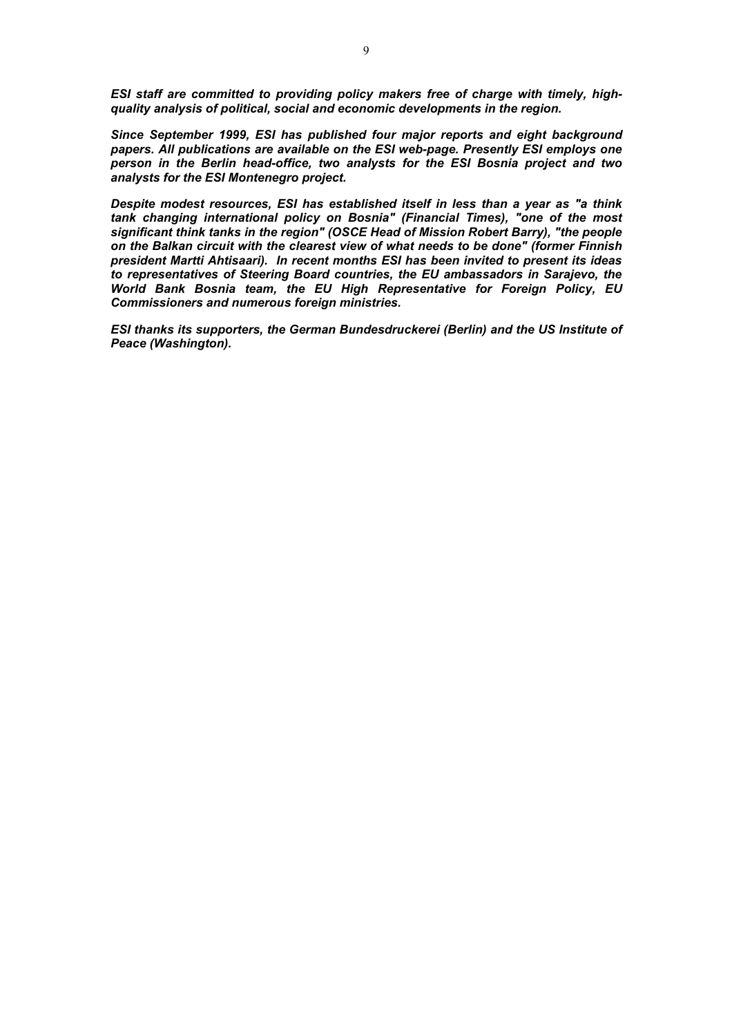***ESI staff are committed to providing policy makers free of charge with timely, high-quality analysis of political, social and economic developments in the region.***

***Since September 1999, ESI has published four major reports and eight background papers. All publications are available on the ESI web-page. Presently ESI employs one person in the Berlin head-office, two analysts for the ESI Bosnia project and two analysts for the ESI Montenegro project.***

***Despite modest resources, ESI has established itself in less than a year as "a think tank changing international policy on Bosnia" (Financial Times), "one of the most significant think tanks in the region" (OSCE Head of Mission Robert Barry), "the people on the Balkan circuit with the clearest view of what needs to be done" (former Finnish president Martti Ahtisaari). In recent months ESI has been invited to present its ideas to representatives of Steering Board countries, the EU ambassadors in Sarajevo, the World Bank Bosnia team, the EU High Representative for Foreign Policy, EU Commissioners and numerous foreign ministries.***

***ESI thanks its supporters, the German Bundesdruckerei (Berlin) and the US Institute of Peace (Washington).***